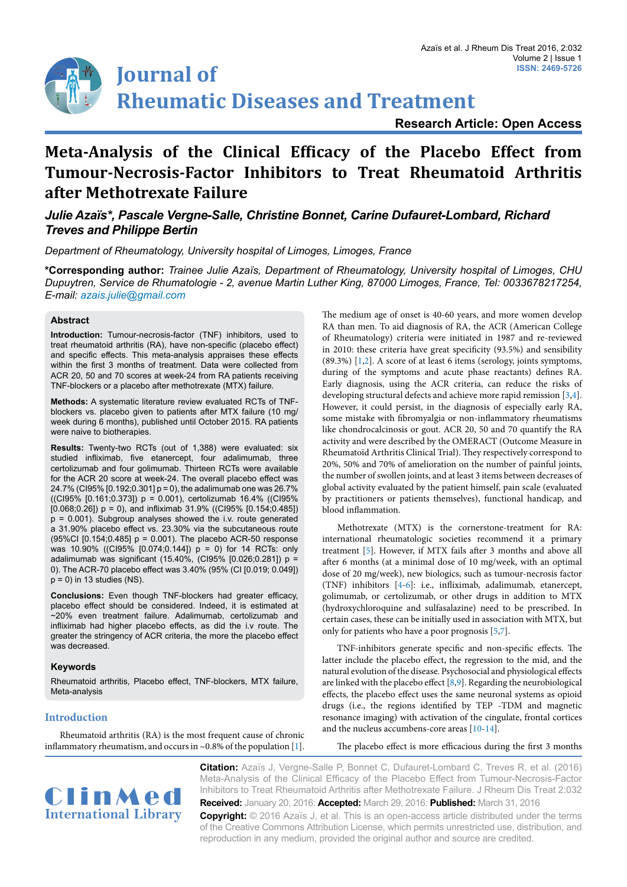# Journal of Rheumatic Diseases and Treatment

Research Article: Open Access

# Meta-Analysis of the Clinical Efficacy of the Placebo Effect from Tumour-Necrosis-Factor Inhibitors to Treat Rheumatoid Arthritis after Methotrexate Failure

***Julie Azaïs\*, Pascale Vergne-Salle, Christine Bonnet, Carine Dufauret-Lombard, Richard Treves and Philippe Bertin***

*Department of Rheumatology, University hospital of Limoges, Limoges, France*

**\*Corresponding author:** *Trainee Julie Azaïs, Department of Rheumatology, University hospital of Limoges, CHU Dupuytren, Service de Rhumatologie - 2, avenue Martin Luther King, 87000 Limoges, France, Tel: 0033678217254, E-mail: azais.julie@gmail.com*

## Abstract

**Introduction:** Tumour-necrosis-factor (TNF) inhibitors, used to treat rheumatoid arthritis (RA), have non-specific (placebo effect) and specific effects. This meta-analysis appraises these effects within the first 3 months of treatment. Data were collected from ACR 20, 50 and 70 scores at week-24 from RA patients receiving TNF-blockers or a placebo after methotrexate (MTX) failure.

**Methods:** A systematic literature review evaluated RCTs of TNF-blockers vs. placebo given to patients after MTX failure (10 mg/week during 6 months), published until October 2015. RA patients were naive to biotherapies.

**Results:** Twenty-two RCTs (out of 1,388) were evaluated: six studied infliximab, five etanercept, four adalimumab, three certolizumab and four golimumab. Thirteen RCTs were available for the ACR 20 score at week-24. The overall placebo effect was 24.7% (CI95% [0.192;0.301] p = 0), the adalimumab one was 26.7% ((CI95% [0.161;0.373]) p = 0.001), certolizumab 16.4% ((CI95% [0.068;0.26]) p = 0), and infliximab 31.9% ((CI95% [0.154;0.485]) p = 0.001). Subgroup analyses showed the i.v. route generated a 31.90% placebo effect vs. 23.30% via the subcutaneous route (95%CI [0.154;0.485] p = 0.001). The placebo ACR-50 response was 10.90% ((CI95% [0.074;0.144]) p = 0) for 14 RCTs: only adalimumab was significant (15.40%, (CI95% [0.026;0.281]) p = 0). The ACR-70 placebo effect was 3.40% (95% (CI [0.019; 0.049]) p = 0) in 13 studies (NS).

**Conclusions:** Even though TNF-blockers had greater efficacy, placebo effect should be considered. Indeed, it is estimated at ~20% even treatment failure. Adalimumab, certolizumab and infliximab had higher placebo effects, as did the i.v route. The greater the stringency of ACR criteria, the more the placebo effect was decreased.

### Keywords

Rheumatoid arthritis, Placebo effect, TNF-blockers, MTX failure, Meta-analysis

## Introduction

Rheumatoid arthritis (RA) is the most frequent cause of chronic inflammatory rheumatism, and occurs in ~0.8% of the population [1].

The medium age of onset is 40-60 years, and more women develop RA than men. To aid diagnosis of RA, the ACR (American College of Rheumatology) criteria were initiated in 1987 and re-reviewed in 2010: these criteria have great specificity (93.5%) and sensibility (89.3%) [1,2]. A score of at least 6 items (serology, joints symptoms, during of the symptoms and acute phase reactants) defines RA. Early diagnosis, using the ACR criteria, can reduce the risks of developing structural defects and achieve more rapid remission [3,4]. However, it could persist, in the diagnosis of especially early RA, some mistake with fibromyalgia or non-inflammatory rheumatisms like chondrocalcinosis or gout. ACR 20, 50 and 70 quantify the RA activity and were described by the OMERACT (Outcome Measure in Rheumatoïd Arthritis Clinical Trial). They respectively correspond to 20%, 50% and 70% of amelioration on the number of painful joints, the number of swollen joints, and at least 3 items between decreases of global activity evaluated by the patient himself, pain scale (evaluated by practitioners or patients themselves), functional handicap, and blood inflammation.

Methotrexate (MTX) is the cornerstone-treatment for RA: international rheumatologic societies recommend it a primary treatment [5]. However, if MTX fails after 3 months and above all after 6 months (at a minimal dose of 10 mg/week, with an optimal dose of 20 mg/week), new biologics, such as tumour-necrosis factor (TNF) inhibitors [4-6]: i.e., infliximab, adalimumab, etanercept, golimumab, or certolizumab, or other drugs in addition to MTX (hydroxychloroquine and sulfasalazine) need to be prescribed. In certain cases, these can be initially used in association with MTX, but only for patients who have a poor prognosis [5,7].

TNF-inhibitors generate specific and non-specific effects. The latter include the placebo effect, the regression to the mid, and the natural evolution of the disease. Psychosocial and physiological effects are linked with the placebo effect [8,9]. Regarding the neurobiological effects, the placebo effect uses the same neuronal systems as opioid drugs (i.e., the regions identified by TEP -TDM and magnetic resonance imaging) with activation of the cingulate, frontal cortices and the nucleus accumbens-core areas [10-14].

The placebo effect is more efficacious during the first 3 months

**Citation:** Azaïs J, Vergne-Salle P, Bonnet C, Dufauret-Lombard C, Treves R, et al. (2016) Meta-Analysis of the Clinical Efficacy of the Placebo Effect from Tumour-Necrosis-Factor Inhibitors to Treat Rheumatoid Arthritis after Methotrexate Failure. J Rheum Dis Treat 2:032

**Received:** January 20, 2016: **Accepted:** March 29, 2016: **Published:** March 31, 2016

**Copyright:** © 2016 Azaïs J, et al. This is an open-access article distributed under the terms of the Creative Commons Attribution License, which permits unrestricted use, distribution, and reproduction in any medium, provided the original author and source are credited.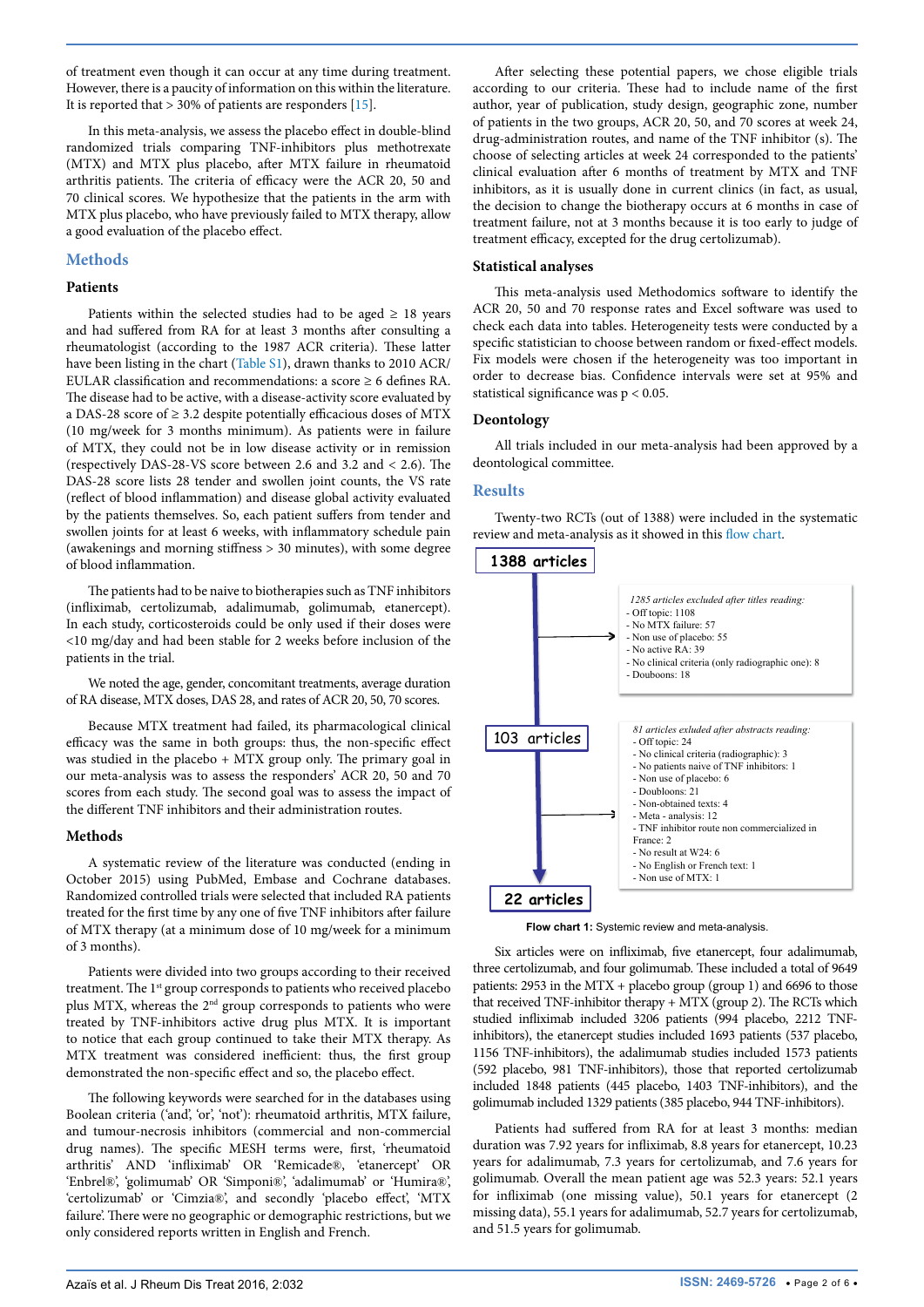of treatment even though it can occur at any time during treatment. However, there is a paucity of information on this within the literature. It is reported that > 30% of patients are responders [15].

In this meta-analysis, we assess the placebo effect in double-blind randomized trials comparing TNF-inhibitors plus methotrexate (MTX) and MTX plus placebo, after MTX failure in rheumatoid arthritis patients. The criteria of efficacy were the ACR 20, 50 and 70 clinical scores. We hypothesize that the patients in the arm with MTX plus placebo, who have previously failed to MTX therapy, allow a good evaluation of the placebo effect.

## Methods

### Patients

Patients within the selected studies had to be aged ≥ 18 years and had suffered from RA for at least 3 months after consulting a rheumatologist (according to the 1987 ACR criteria). These latter have been listing in the chart (Table S1), drawn thanks to 2010 ACR/EULAR classification and recommendations: a score ≥ 6 defines RA. The disease had to be active, with a disease-activity score evaluated by a DAS-28 score of ≥ 3.2 despite potentially efficacious doses of MTX (10 mg/week for 3 months minimum). As patients were in failure of MTX, they could not be in low disease activity or in remission (respectively DAS-28-VS score between 2.6 and 3.2 and < 2.6). The DAS-28 score lists 28 tender and swollen joint counts, the VS rate (reflect of blood inflammation) and disease global activity evaluated by the patients themselves. So, each patient suffers from tender and swollen joints for at least 6 weeks, with inflammatory schedule pain (awakenings and morning stiffness > 30 minutes), with some degree of blood inflammation.

The patients had to be naive to biotherapies such as TNF inhibitors (infliximab, certolizumab, adalimumab, golimumab, etanercept). In each study, corticosteroids could be only used if their doses were <10 mg/day and had been stable for 2 weeks before inclusion of the patients in the trial.

We noted the age, gender, concomitant treatments, average duration of RA disease, MTX doses, DAS 28, and rates of ACR 20, 50, 70 scores.

Because MTX treatment had failed, its pharmacological clinical efficacy was the same in both groups: thus, the non-specific effect was studied in the placebo + MTX group only. The primary goal in our meta-analysis was to assess the responders' ACR 20, 50 and 70 scores from each study. The second goal was to assess the impact of the different TNF inhibitors and their administration routes.

### Methods

A systematic review of the literature was conducted (ending in October 2015) using PubMed, Embase and Cochrane databases. Randomized controlled trials were selected that included RA patients treated for the first time by any one of five TNF inhibitors after failure of MTX therapy (at a minimum dose of 10 mg/week for a minimum of 3 months).

Patients were divided into two groups according to their received treatment. The 1st group corresponds to patients who received placebo plus MTX, whereas the 2nd group corresponds to patients who were treated by TNF-inhibitors active drug plus MTX. It is important to notice that each group continued to take their MTX therapy. As MTX treatment was considered inefficient: thus, the first group demonstrated the non-specific effect and so, the placebo effect.

The following keywords were searched for in the databases using Boolean criteria ('and', 'or', 'not'): rheumatoid arthritis, MTX failure, and tumor-necrosis inhibitors (commercial and non-commercial drug names). The specific MESH terms were, first, 'rheumatoid arthritis' AND 'infliximab' OR 'Remicade®, 'etanercept' OR 'Enbrel®', 'golimumab' OR 'Simponi®', 'adalimumab' or 'Humira®', 'certolizumab' or 'Cimzia®', and secondly 'placebo effect', 'MTX failure'. There were no geographic or demographic restrictions, but we only considered reports written in English and French.

After selecting these potential papers, we chose eligible trials according to our criteria. These had to include name of the first author, year of publication, study design, geographic zone, number of patients in the two groups, ACR 20, 50, and 70 scores at week 24, drug-administration routes, and name of the TNF inhibitor (s). The choose of selecting articles at week 24 corresponded to the patients' clinical evaluation after 6 months of treatment by MTX and TNF inhibitors, as it is usually done in current clinics (in fact, as usual, the decision to change the biotherapy occurs at 6 months in case of treatment failure, not at 3 months because it is too early to judge of treatment efficacy, excepted for the drug certolizumab).

### Statistical analyses

This meta-analysis used Methodomics software to identify the ACR 20, 50 and 70 response rates and Excel software was used to check each data into tables. Heterogeneity tests were conducted by a specific statistician to choose between random or fixed-effect models. Fix models were chosen if the heterogeneity was too important in order to decrease bias. Confidence intervals were set at 95% and statistical significance was $p < 0.05$.

### Deontology

All trials included in our meta-analysis had been approved by a deontological committee.

## Results

Twenty-two RCTs (out of 1388) were included in the systematic review and meta-analysis as it showed in this flow chart.

**1388 articles**

*1285 articles excluded after titles reading:*
- Off topic: 1108
- No MTX failure: 57
- Non use of placebo: 55
- No active RA: 39
- No clinical criteria (only radiographic one): 8
- Douboons: 18

**103 articles**

*81 articles exluded after abstracts reading:*
- Off topic: 24
- No clinical criteria (radiographic): 3
- No patients naive of TNF inhibitors: 1
- Non use of placebo: 6
- Doubloons: 21
- Non-obtained texts: 4
- Meta - analysis: 12
- TNF inhibitor route non commercialized in France: 2
- No result at W24: 6
- No English or French text: 1
- Non use of MTX: 1

**22 articles**

**Flow chart 1:** Systemic review and meta-analysis.

Six articles were on infliximab, five etanercept, four adalimumab, three certolizumab, and four golimumab. These included a total of 9649 patients: 2953 in the MTX + placebo group (group 1) and 6696 to those that received TNF-inhibitor therapy + MTX (group 2). The RCTs which studied infliximab included 3206 patients (994 placebo, 2212 TNF-inhibitors), the etanercept studies included 1693 patients (537 placebo, 1156 TNF-inhibitors), the adalimumab studies included 1573 patients (592 placebo, 981 TNF-inhibitors), those that reported certolizumab included 1848 patients (445 placebo, 1403 TNF-inhibitors), and the golimumab included 1329 patients (385 placebo, 944 TNF-inhibitors).

Patients had suffered from RA for at least 3 months: median duration was 7.92 years for infliximab, 8.8 years for etanercept, 10.23 years for adalimumab, 7.3 years for certolizumab, and 7.6 years for golimumab. Overall the mean patient age was 52.3 years: 52.1 years for infliximab (one missing value), 50.1 years for etanercept (2 missing data), 55.1 years for adalimumab, 52.7 years for certolizumab, and 51.5 years for golimumab.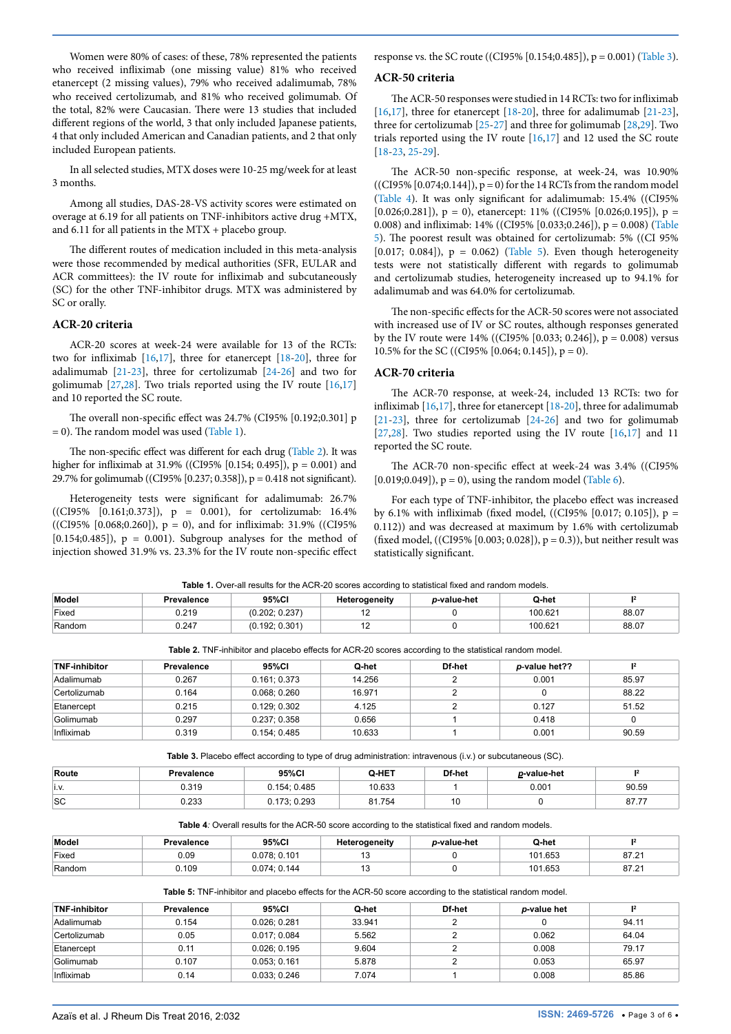Women were 80% of cases: of these, 78% represented the patients who received infliximab (one missing value) 81% who received etanercept (2 missing values), 79% who received adalimumab, 78% who received certolizumab, and 81% who received golimumab. Of the total, 82% were Caucasian. There were 13 studies that included different regions of the world, 3 that only included Japanese patients, 4 that only included American and Canadian patients, and 2 that only included European patients.

In all selected studies, MTX doses were 10-25 mg/week for at least 3 months.

Among all studies, DAS-28-VS activity scores were estimated on overage at 6.19 for all patients on TNF-inhibitors active drug +MTX, and 6.11 for all patients in the MTX + placebo group.

The different routes of medication included in this meta-analysis were those recommended by medical authorities (SFR, EULAR and ACR committees): the IV route for infliximab and subcutaneously (SC) for the other TNF-inhibitor drugs. MTX was administered by SC or orally.

## ACR-20 criteria

ACR-20 scores at week-24 were available for 13 of the RCTs: two for infliximab [16,17], three for etanercept [18-20], three for adalimumab [21-23], three for certolizumab [24-26] and two for golimumab [27,28]. Two trials reported using the IV route [16,17] and 10 reported the SC route.

The overall non-specific effect was 24.7% (CI95% [0.192;0.301] p = 0). The random model was used (Table 1).

The non-specific effect was different for each drug (Table 2). It was higher for infliximab at 31.9% ((CI95% [0.154; 0.495]), p = 0.001) and 29.7% for golimumab ((CI95% [0.237; 0.358]), p = 0.418 not significant).

Heterogeneity tests were significant for adalimumab: 26.7% ((CI95% [0.161;0.373]), p = 0.001), for certolizumab: 16.4% ((CI95% [0.068;0.260]), p = 0), and for infliximab: 31.9% ((CI95% [0.154;0.485]), p = 0.001). Subgroup analyses for the method of injection showed 31.9% vs. 23.3% for the IV route non-specific effect response vs. the SC route ((CI95% [0.154;0.485]), p = 0.001) (Table 3).

## ACR-50 criteria

The ACR-50 responses were studied in 14 RCTs: two for infliximab [16,17], three for etanercept [18-20], three for adalimumab [21-23], three for certolizumab [25-27] and three for golimumab [28,29]. Two trials reported using the IV route [16,17] and 12 used the SC route [18-23, 25-29].

The ACR-50 non-specific response, at week-24, was 10.90% ((CI95% [0.074;0.144]), p = 0) for the 14 RCTs from the random model (Table 4). It was only significant for adalimumab: 15.4% ((CI95% [0.026;0.281]), p = 0), etanercept: 11% ((CI95% [0.026;0.195]), p = 0.008) and infliximab: 14% ((CI95% [0.033;0.246]), p = 0.008) (Table 5). The poorest result was obtained for certolizumab: 5% ((CI 95% [0.017; 0.084]), p = 0.062) (Table 5). Even though heterogeneity tests were not statistically different with regards to golimumab and certolizumab studies, heterogeneity increased up to 94.1% for adalimumab and was 64.0% for certolizumab.

The non-specific effects for the ACR-50 scores were not associated with increased use of IV or SC routes, although responses generated by the IV route were 14% ((CI95% [0.033; 0.246]), p = 0.008) versus 10.5% for the SC ((CI95% [0.064; 0.145]), p = 0).

## ACR-70 criteria

The ACR-70 response, at week-24, included 13 RCTs: two for infliximab [16,17], three for etanercept [18-20], three for adalimumab [21-23], three for certolizumab [24-26] and two for golimumab [27,28]. Two studies reported using the IV route [16,17] and 11 reported the SC route.

The ACR-70 non-specific effect at week-24 was 3.4% ((CI95% [0.019;0.049]), p = 0), using the random model (Table 6).

For each type of TNF-inhibitor, the placebo effect was increased by 6.1% with infliximab (fixed model, ((CI95% [0.017; 0.105]), p = 0.112)) and was decreased at maximum by 1.6% with certolizumab (fixed model, ((CI95% [0.003; 0.028]), p = 0.3)), but neither result was statistically significant.

**Table 1.** Over-all results for the ACR-20 scores according to statistical fixed and random models.

| Model | Prevalence | 95%CI | Heterogeneity | *p*-value-het | Q-het | I² |
|---|---|---|---|---|---|---|
| Fixed | 0.219 | (0.202; 0.237) | 12 | 0 | 100.621 | 88.07 |
| Random | 0.247 | (0.192; 0.301) | 12 | 0 | 100.621 | 88.07 |

**Table 2.** TNF-inhibitor and placebo effects for ACR-20 scores according to the statistical random model.

| TNF-inhibitor | Prevalence | 95%CI | Q-het | Df-het | *p*-value het?? | I² |
|---|---|---|---|---|---|---|
| Adalimumab | 0.267 | 0.161; 0.373 | 14.256 | 2 | 0.001 | 85.97 |
| Certolizumab | 0.164 | 0.068; 0.260 | 16.971 | 2 | 0 | 88.22 |
| Etanercept | 0.215 | 0.129; 0.302 | 4.125 | 2 | 0.127 | 51.52 |
| Golimumab | 0.297 | 0.237; 0.358 | 0.656 | 1 | 0.418 | 0 |
| Infliximab | 0.319 | 0.154; 0.485 | 10.633 | 1 | 0.001 | 90.59 |

**Table 3.** Placebo effect according to type of drug administration: intravenous (i.v.) or subcutaneous (SC).

| Route | Prevalence | 95%CI | Q-HET | Df-het | *p*-value-het | I² |
|---|---|---|---|---|---|---|
| i.v. | 0.319 | 0.154; 0.485 | 10.633 | 1 | 0.001 | 90.59 |
| SC | 0.233 | 0.173; 0.293 | 81.754 | 10 | 0 | 87.77 |

**Table 4**: Overall results for the ACR-50 score according to the statistical fixed and random models.

| Model | Prevalence | 95%CI | Heterogeneity | *p*-value-het | Q-het | I² |
|---|---|---|---|---|---|---|
| Fixed | 0.09 | 0.078; 0.101 | 13 | 0 | 101.653 | 87.21 |
| Random | 0.109 | 0.074; 0.144 | 13 | 0 | 101.653 | 87.21 |

**Table 5:** TNF-inhibitor and placebo effects for the ACR-50 score according to the statistical random model.

| TNF-inhibitor | Prevalence | 95%CI | Q-het | Df-het | *p*-value het | I² |
|---|---|---|---|---|---|---|
| Adalimumab | 0.154 | 0.026; 0.281 | 33.941 | 2 | 0 | 94.11 |
| Certolizumab | 0.05 | 0.017; 0.084 | 5.562 | 2 | 0.062 | 64.04 |
| Etanercept | 0.11 | 0.026; 0.195 | 9.604 | 2 | 0.008 | 79.17 |
| Golimumab | 0.107 | 0.053; 0.161 | 5.878 | 2 | 0.053 | 65.97 |
| Infliximab | 0.14 | 0.033; 0.246 | 7.074 | 1 | 0.008 | 85.86 |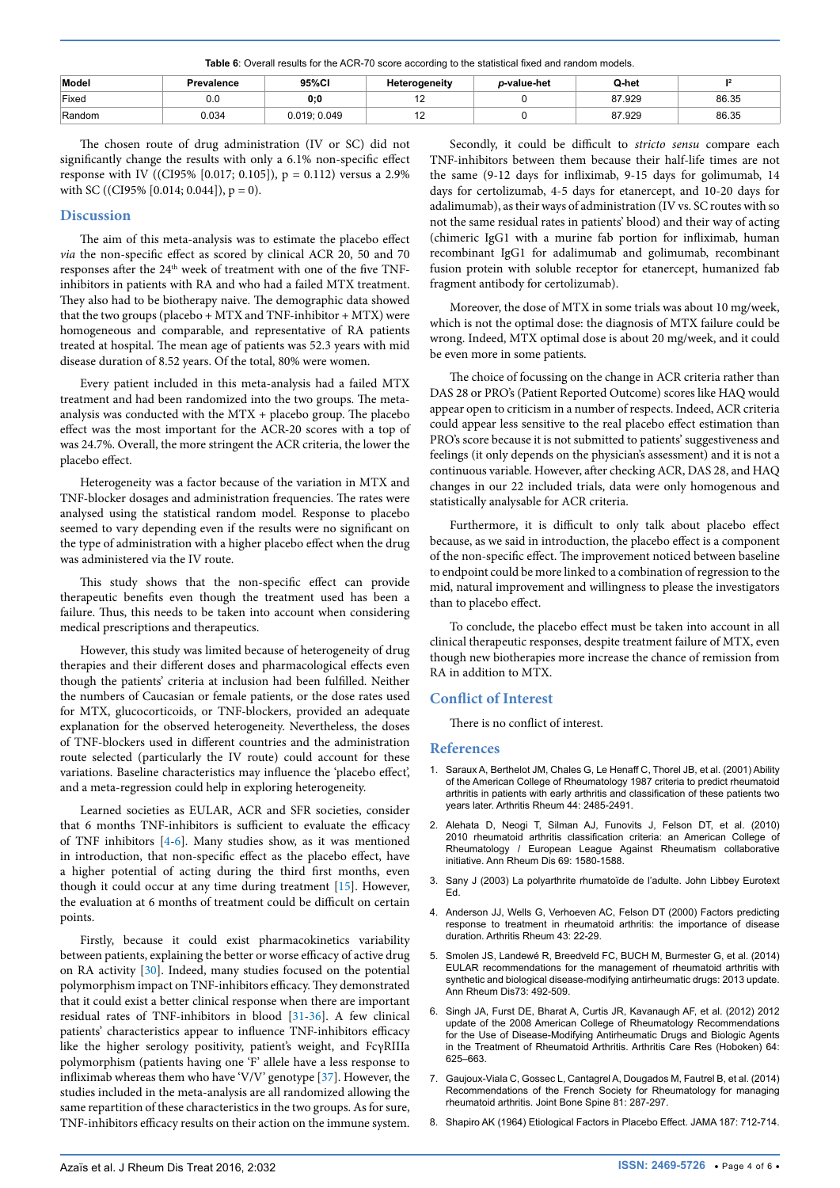**Table 6**: Overall results for the ACR-70 score according to the statistical fixed and random models.

| Model | Prevalence | 95%CI | Heterogeneity | *p*-value-het | Q-het | I² |
|---|---|---|---|---|---|---|
| Fixed | 0.0 | **0;0** | 12 | 0 | 87.929 | 86.35 |
| Random | 0.034 | 0.019; 0.049 | 12 | 0 | 87.929 | 86.35 |

The chosen route of drug administration (IV or SC) did not significantly change the results with only a 6.1% non-specific effect response with IV ((CI95% [0.017; 0.105]), p = 0.112) versus a 2.9% with SC ((CI95% [0.014; 0.044]), p = 0).

## Discussion

The aim of this meta-analysis was to estimate the placebo effect *via* the non-specific effect as scored by clinical ACR 20, 50 and 70 responses after the 24th week of treatment with one of the five TNF-inhibitors in patients with RA and who had a failed MTX treatment. They also had to be biotherapy naive. The demographic data showed that the two groups (placebo + MTX and TNF-inhibitor + MTX) were homogeneous and comparable, and representative of RA patients treated at hospital. The mean age of patients was 52.3 years with mid disease duration of 8.52 years. Of the total, 80% were women.

Every patient included in this meta-analysis had a failed MTX treatment and had been randomized into the two groups. The meta-analysis was conducted with the MTX + placebo group. The placebo effect was the most important for the ACR-20 scores with a top of was 24.7%. Overall, the more stringent the ACR criteria, the lower the placebo effect.

Heterogeneity was a factor because of the variation in MTX and TNF-blocker dosages and administration frequencies. The rates were analysed using the statistical random model. Response to placebo seemed to vary depending even if the results were no significant on the type of administration with a higher placebo effect when the drug was administered via the IV route.

This study shows that the non-specific effect can provide therapeutic benefits even though the treatment used has been a failure. Thus, this needs to be taken into account when considering medical prescriptions and therapeutics.

However, this study was limited because of heterogeneity of drug therapies and their different doses and pharmacological effects even though the patients' criteria at inclusion had been fulfilled. Neither the numbers of Caucasian or female patients, or the dose rates used for MTX, glucocorticoids, or TNF-blockers, provided an adequate explanation for the observed heterogeneity. Nevertheless, the doses of TNF-blockers used in different countries and the administration route selected (particularly the IV route) could account for these variations. Baseline characteristics may influence the 'placebo effect', and a meta-regression could help in exploring heterogeneity.

Learned societies as EULAR, ACR and SFR societies, consider that 6 months TNF-inhibitors is sufficient to evaluate the efficacy of TNF inhibitors [4-6]. Many studies show, as it was mentioned in introduction, that non-specific effect as the placebo effect, have a higher potential of acting during the third first months, even though it could occur at any time during treatment [15]. However, the evaluation at 6 months of treatment could be difficult on certain points.

Firstly, because it could exist pharmacokinetics variability between patients, explaining the better or worse efficacy of active drug on RA activity [30]. Indeed, many studies focused on the potential polymorphism impact on TNF-inhibitors efficacy. They demonstrated that it could exist a better clinical response when there are important residual rates of TNF-inhibitors in blood [31-36]. A few clinical patients' characteristics appear to influence TNF-inhibitors efficacy like the higher serology positivity, patient's weight, and FcγRIIIa polymorphism (patients having one 'F' allele have a less response to infliximab whereas them who have 'V/V' genotype [37]. However, the studies included in the meta-analysis are all randomized allowing the same repartition of these characteristics in the two groups. As for sure, TNF-inhibitors efficacy results on their action on the immune system.

Secondly, it could be difficult to *stricto sensu* compare each TNF-inhibitors between them because their half-life times are not the same (9-12 days for infliximab, 9-15 days for golimumab, 14 days for certolizumab, 4-5 days for etanercept, and 10-20 days for adalimumab), as their ways of administration (IV vs. SC routes with so not the same residual rates in patients' blood) and their way of acting (chimeric IgG1 with a murine fab portion for infliximab, human recombinant IgG1 for adalimumab and golimumab, recombinant fusion protein with soluble receptor for etanercept, humanized fab fragment antibody for certolizumab).

Moreover, the dose of MTX in some trials was about 10 mg/week, which is not the optimal dose: the diagnosis of MTX failure could be wrong. Indeed, MTX optimal dose is about 20 mg/week, and it could be even more in some patients.

The choice of focussing on the change in ACR criteria rather than DAS 28 or PRO's (Patient Reported Outcome) scores like HAQ would appear open to criticism in a number of respects. Indeed, ACR criteria could appear less sensitive to the real placebo effect estimation than PRO's score because it is not submitted to patients' suggestiveness and feelings (it only depends on the physician's assessment) and it is not a continuous variable. However, after checking ACR, DAS 28, and HAQ changes in our 22 included trials, data were only homogenous and statistically analysable for ACR criteria.

Furthermore, it is difficult to only talk about placebo effect because, as we said in introduction, the placebo effect is a component of the non-specific effect. The improvement noticed between baseline to endpoint could be more linked to a combination of regression to the mid, natural improvement and willingness to please the investigators than to placebo effect.

To conclude, the placebo effect must be taken into account in all clinical therapeutic responses, despite treatment failure of MTX, even though new biotherapies more increase the chance of remission from RA in addition to MTX.

## Conflict of Interest

There is no conflict of interest.

## References

1. Saraux A, Berthelot JM, Chales G, Le Henaff C, Thorel JB, et al. (2001) Ability of the American College of Rheumatology 1987 criteria to predict rheumatoid arthritis in patients with early arthritis and classification of these patients two years later. Arthritis Rheum 44: 2485-2491.
2. Alehata D, Neogi T, Silman AJ, Funovits J, Felson DT, et al. (2010) 2010 rheumatoid arthritis classification criteria: an American College of Rheumatology / European League Against Rheumatism collaborative initiative. Ann Rheum Dis 69: 1580-1588.
3. Sany J (2003) La polyarthrite rhumatoïde de l'adulte. John Libbey Eurotext Ed.
4. Anderson JJ, Wells G, Verhoeven AC, Felson DT (2000) Factors predicting response to treatment in rheumatoid arthritis: the importance of disease duration. Arthritis Rheum 43: 22-29.
5. Smolen JS, Landewé R, Breedveld FC, BUCH M, Burmester G, et al. (2014) EULAR recommendations for the management of rheumatoid arthritis with synthetic and biological disease-modifying antirheumatic drugs: 2013 update. Ann Rheum Dis73: 492-509.
6. Singh JA, Furst DE, Bharat A, Curtis JR, Kavanaugh AF, et al. (2012) 2012 update of the 2008 American College of Rheumatology Recommendations for the Use of Disease-Modifying Antirheumatic Drugs and Biologic Agents in the Treatment of Rheumatoid Arthritis. Arthritis Care Res (Hoboken) 64: 625–663.
7. Gaujoux-Viala C, Gossec L, Cantagrel A, Dougados M, Fautrel B, et al. (2014) Recommendations of the French Society for Rheumatology for managing rheumatoid arthritis. Joint Bone Spine 81: 287-297.
8. Shapiro AK (1964) Etiological Factors in Placebo Effect. JAMA 187: 712-714.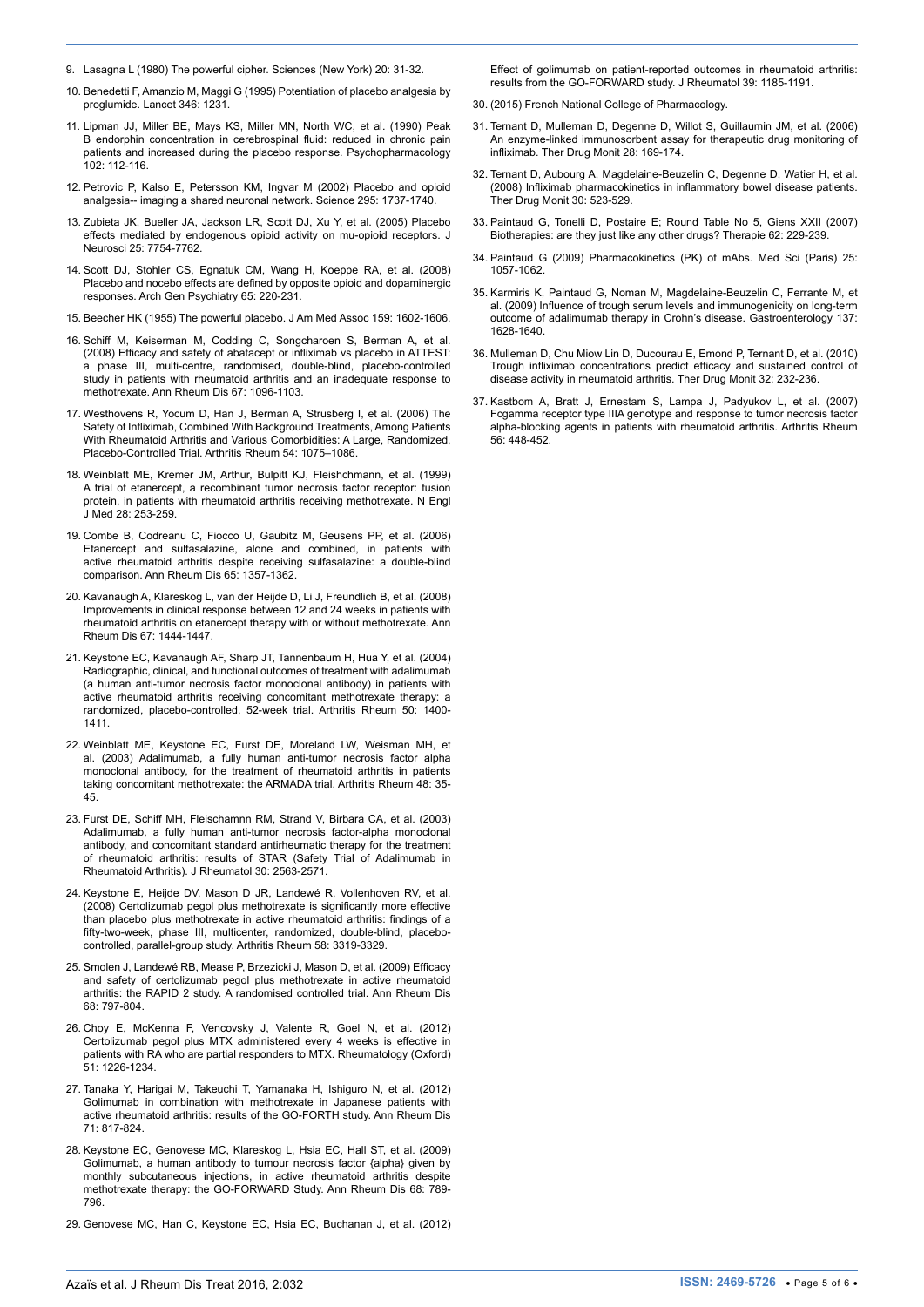9. Lasagna L (1980) The powerful cipher. Sciences (New York) 20: 31-32.

10. Benedetti F, Amanzio M, Maggi G (1995) Potentiation of placebo analgesia by proglumide. Lancet 346: 1231.

11. Lipman JJ, Miller BE, Mays KS, Miller MN, North WC, et al. (1990) Peak B endorphin concentration in cerebrospinal fluid: reduced in chronic pain patients and increased during the placebo response. Psychopharmacology 102: 112-116.

12. Petrovic P, Kalso E, Petersson KM, Ingvar M (2002) Placebo and opioid analgesia-- imaging a shared neuronal network. Science 295: 1737-1740.

13. Zubieta JK, Bueller JA, Jackson LR, Scott DJ, Xu Y, et al. (2005) Placebo effects mediated by endogenous opioid activity on mu-opioid receptors. J Neurosci 25: 7754-7762.

14. Scott DJ, Stohler CS, Egnatuk CM, Wang H, Koeppe RA, et al. (2008) Placebo and nocebo effects are defined by opposite opioid and dopaminergic responses. Arch Gen Psychiatry 65: 220-231.

15. Beecher HK (1955) The powerful placebo. J Am Med Assoc 159: 1602-1606.

16. Schiff M, Keiserman M, Codding C, Songcharoen S, Berman A, et al. (2008) Efficacy and safety of abatacept or infliximab vs placebo in ATTEST: a phase III, multi-centre, randomised, double-blind, placebo-controlled study in patients with rheumatoid arthritis and an inadequate response to methotrexate. Ann Rheum Dis 67: 1096-1103.

17. Westhovens R, Yocum D, Han J, Berman A, Strusberg I, et al. (2006) The Safety of Infliximab, Combined With Background Treatments, Among Patients With Rheumatoid Arthritis and Various Comorbidities: A Large, Randomized, Placebo-Controlled Trial. Arthritis Rheum 54: 1075–1086.

18. Weinblatt ME, Kremer JM, Arthur, Bulpitt KJ, Fleishchmann, et al. (1999) A trial of etanercept, a recombinant tumor necrosis factor receptor: fusion protein, in patients with rheumatoid arthritis receiving methotrexate. N Engl J Med 28: 253-259.

19. Combe B, Codreanu C, Fiocco U, Gaubitz M, Geusens PP, et al. (2006) Etanercept and sulfasalazine, alone and combined, in patients with active rheumatoid arthritis despite receiving sulfasalazine: a double-blind comparison. Ann Rheum Dis 65: 1357-1362.

20. Kavanaugh A, Klareskog L, van der Heijde D, Li J, Freundlich B, et al. (2008) Improvements in clinical response between 12 and 24 weeks in patients with rheumatoid arthritis on etanercept therapy with or without methotrexate. Ann Rheum Dis 67: 1444-1447.

21. Keystone EC, Kavanaugh AF, Sharp JT, Tannenbaum H, Hua Y, et al. (2004) Radiographic, clinical, and functional outcomes of treatment with adalimumab (a human anti-tumor necrosis factor monoclonal antibody) in patients with active rheumatoid arthritis receiving concomitant methotrexate therapy: a randomized, placebo-controlled, 52-week trial. Arthritis Rheum 50: 1400-1411.

22. Weinblatt ME, Keystone EC, Furst DE, Moreland LW, Weisman MH, et al. (2003) Adalimumab, a fully human anti-tumor necrosis factor alpha monoclonal antibody, for the treatment of rheumatoid arthritis in patients taking concomitant methotrexate: the ARMADA trial. Arthritis Rheum 48: 35-45.

23. Furst DE, Schiff MH, Fleischamnn RM, Strand V, Birbara CA, et al. (2003) Adalimumab, a fully human anti-tumor necrosis factor-alpha monoclonal antibody, and concomitant standard antirheumatic therapy for the treatment of rheumatoid arthritis: results of STAR (Safety Trial of Adalimumab in Rheumatoid Arthritis). J Rheumatol 30: 2563-2571.

24. Keystone E, Heijde DV, Mason D JR, Landewé R, Vollenhoven RV, et al. (2008) Certolizumab pegol plus methotrexate is significantly more effective than placebo plus methotrexate in active rheumatoid arthritis: findings of a fifty-two-week, phase III, multicenter, randomized, double-blind, placebo-controlled, parallel-group study. Arthritis Rheum 58: 3319-3329.

25. Smolen J, Landewé RB, Mease P, Brzezicki J, Mason D, et al. (2009) Efficacy and safety of certolizumab pegol plus methotrexate in active rheumatoid arthritis: the RAPID 2 study. A randomised controlled trial. Ann Rheum Dis 68: 797-804.

26. Choy E, McKenna F, Vencovsky J, Valente R, Goel N, et al. (2012) Certolizumab pegol plus MTX administered every 4 weeks is effective in patients with RA who are partial responders to MTX. Rheumatology (Oxford) 51: 1226-1234.

27. Tanaka Y, Harigai M, Takeuchi T, Yamanaka H, Ishiguro N, et al. (2012) Golimumab in combination with methotrexate in Japanese patients with active rheumatoid arthritis: results of the GO-FORTH study. Ann Rheum Dis 71: 817-824.

28. Keystone EC, Genovese MC, Klareskog L, Hsia EC, Hall ST, et al. (2009) Golimumab, a human antibody to tumour necrosis factor {alpha} given by monthly subcutaneous injections, in active rheumatoid arthritis despite methotrexate therapy: the GO-FORWARD Study. Ann Rheum Dis 68: 789-796.

29. Genovese MC, Han C, Keystone EC, Hsia EC, Buchanan J, et al. (2012) Effect of golimumab on patient-reported outcomes in rheumatoid arthritis: results from the GO-FORWARD study. J Rheumatol 39: 1185-1191.

30. (2015) French National College of Pharmacology.

31. Ternant D, Mulleman D, Degenne D, Willot S, Guillaumin JM, et al. (2006) An enzyme-linked immunosorbent assay for therapeutic drug monitoring of infliximab. Ther Drug Monit 28: 169-174.

32. Ternant D, Aubourg A, Magdelaine-Beuzelin C, Degenne D, Watier H, et al. (2008) Infliximab pharmacokinetics in inflammatory bowel disease patients. Ther Drug Monit 30: 523-529.

33. Paintaud G, Tonelli D, Postaire E; Round Table No 5, Giens XXII (2007) Biotherapies: are they just like any other drugs? Therapie 62: 229-239.

34. Paintaud G (2009) Pharmacokinetics (PK) of mAbs. Med Sci (Paris) 25: 1057-1062.

35. Karmiris K, Paintaud G, Noman M, Magdelaine-Beuzelin C, Ferrante M, et al. (2009) Influence of trough serum levels and immunogenicity on long-term outcome of adalimumab therapy in Crohn's disease. Gastroenterology 137: 1628-1640.

36. Mulleman D, Chu Miow Lin D, Ducourau E, Emond P, Ternant D, et al. (2010) Trough infliximab concentrations predict efficacy and sustained control of disease activity in rheumatoid arthritis. Ther Drug Monit 32: 232-236.

37. Kastbom A, Bratt J, Ernestam S, Lampa J, Padyukov L, et al. (2007) Fcgamma receptor type IIIA genotype and response to tumor necrosis factor alpha-blocking agents in patients with rheumatoid arthritis. Arthritis Rheum 56: 448-452.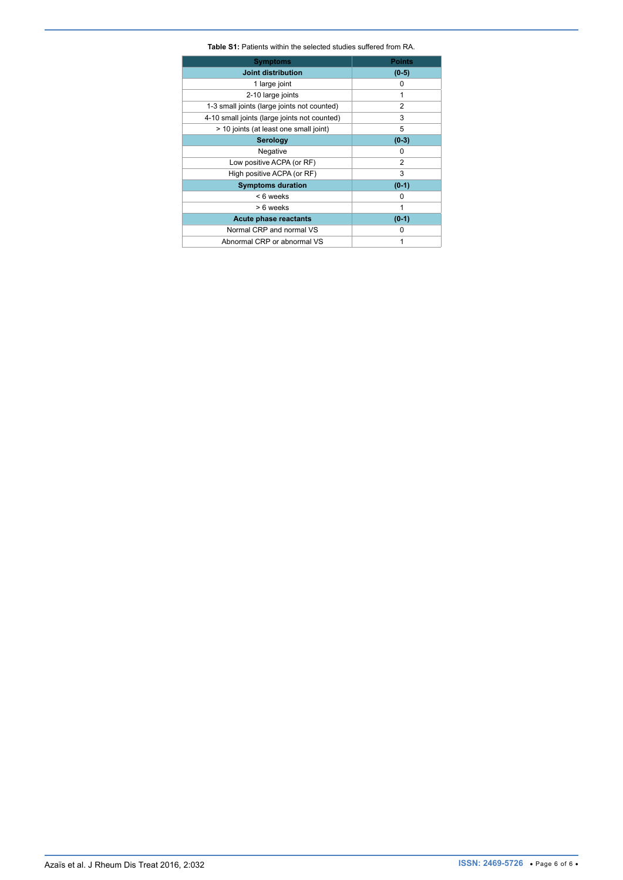**Table S1:** Patients within the selected studies suffered from RA.

| Symptoms | Points |
|---|---|
| **Joint distribution** | **(0-5)** |
| 1 large joint | 0 |
| 2-10 large joints | 1 |
| 1-3 small joints (large joints not counted) | 2 |
| 4-10 small joints (large joints not counted) | 3 |
| > 10 joints (at least one small joint) | 5 |
| **Serology** | **(0-3)** |
| Negative | 0 |
| Low positive ACPA (or RF) | 2 |
| High positive ACPA (or RF) | 3 |
| **Symptoms duration** | **(0-1)** |
| < 6 weeks | 0 |
| > 6 weeks | 1 |
| **Acute phase reactants** | **(0-1)** |
| Normal CRP and normal VS | 0 |
| Abnormal CRP or abnormal VS | 1 |